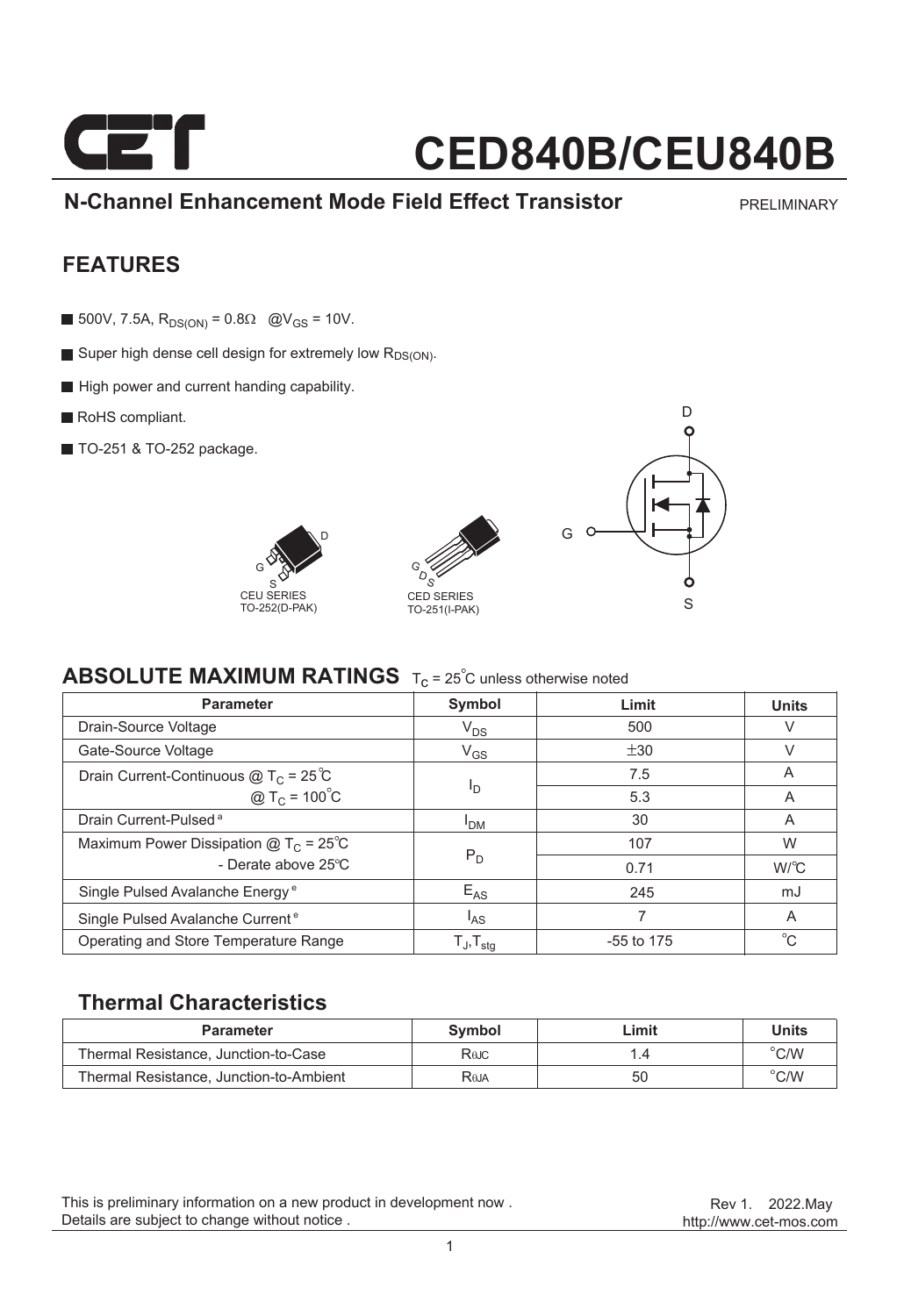# CED840B/CEU840B

## N-Channel Enhancement Mode Field Effect Transistor

PRELIMINARY

## FEATURES

- 500V, 7.5A, $R_{DS(ON)}$ = 0.8Ω @$V_{GS}$ = 10V.
- Super high dense cell design for extremely low $R_{DS(ON)}$.
- High power and current handing capability.
- RoHS compliant.
- TO-251 & TO-252 package.

CEU SERIES TO-252(D-PAK)

CED SERIES TO-251(I-PAK)

## ABSOLUTE MAXIMUM RATINGS $T_C$ = 25°C unless otherwise noted

| Parameter | Symbol | Limit | Units |
|---|---|---|---|
| Drain-Source Voltage | $V_{DS}$ | 500 | V |
| Gate-Source Voltage | $V_{GS}$ | ±30 | V |
| Drain Current-Continuous @ $T_C$ = 25°C | $I_D$ | 7.5 | A |
| @ $T_C$ = 100°C | | 5.3 | A |
| Drain Current-Pulsed [a] | $I_{DM}$ | 30 | A |
| Maximum Power Dissipation @ $T_C$ = 25°C | $P_D$ | 107 | W |
| - Derate above 25°C | | 0.71 | W/°C |
| Single Pulsed Avalanche Energy [e] | $E_{AS}$ | 245 | mJ |
| Single Pulsed Avalanche Current [e] | $I_{AS}$ | 7 | A |
| Operating and Store Temperature Range | $T_J$,$T_{stg}$ | -55 to 175 | °C |

### Thermal Characteristics

| Parameter | Symbol | Limit | Units |
|---|---|---|---|
| Thermal Resistance, Junction-to-Case | $R_{\theta JC}$ | 1.4 | °C/W |
| Thermal Resistance, Junction-to-Ambient | $R_{\theta JA}$ | 50 | °C/W |

This is preliminary information on a new product in development now .
Details are subject to change without notice .

Rev 1. 2022.May
http://www.cet-mos.com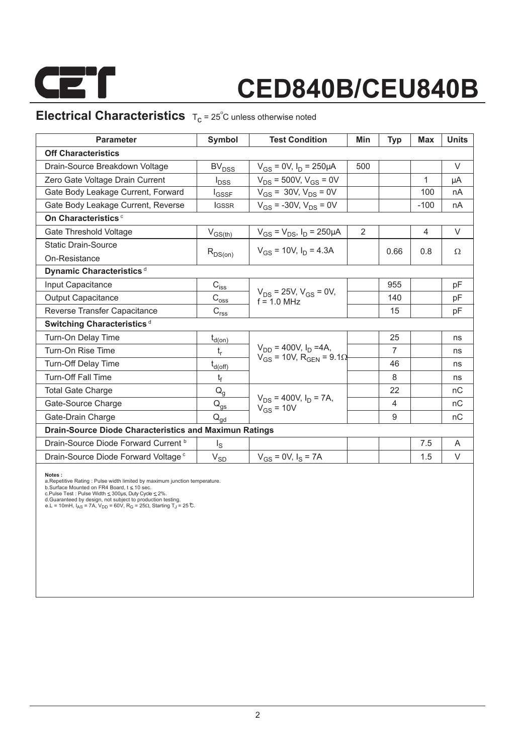# CED840B/CEU840B

## Electrical Characteristics $T_C = 25^{\circ}C$ unless otherwise noted

| Parameter | Symbol | Test Condition | Min | Typ | Max | Units |
|---|---|---|---|---|---|---|
| **Off Characteristics** | | | | | | |
| Drain-Source Breakdown Voltage | $BV_{DSS}$ | $V_{GS}$ = 0V, $I_D$ = 250µA | 500 | | | V |
| Zero Gate Voltage Drain Current | $I_{DSS}$ | $V_{DS}$ = 500V, $V_{GS}$ = 0V | | | 1 | µA |
| Gate Body Leakage Current, Forward | $I_{GSSF}$ | $V_{GS}$ = 30V, $V_{DS}$ = 0V | | | 100 | nA |
| Gate Body Leakage Current, Reverse | $I_{GSSR}$ | $V_{GS}$ = -30V, $V_{DS}$ = 0V | | | -100 | nA |
| **On Characteristics** [c] | | | | | | |
| Gate Threshold Voltage | $V_{GS(th)}$ | $V_{GS}$ = $V_{DS}$, $I_D$ = 250µA | 2 | | 4 | V |
| Static Drain-Source On-Resistance | $R_{DS(on)}$ | $V_{GS}$ = 10V, $I_D$ = 4.3A | | 0.66 | 0.8 | Ω |
| **Dynamic Characteristics** [d] | | | | | | |
| Input Capacitance | $C_{iss}$ | $V_{DS}$ = 25V, $V_{GS}$ = 0V, f = 1.0 MHz | | 955 | | pF |
| Output Capacitance | $C_{oss}$ | | | 140 | | pF |
| Reverse Transfer Capacitance | $C_{rss}$ | | | 15 | | pF |
| **Switching Characteristics** [d] | | | | | | |
| Turn-On Delay Time | $t_{d(on)}$ | $V_{DD}$ = 400V, $I_D$ = 4A, $V_{GS}$ = 10V, $R_{GEN}$ = 9.1Ω | | 25 | | ns |
| Turn-On Rise Time | $t_r$ | | | 7 | | ns |
| Turn-Off Delay Time | $t_{d(off)}$ | | | 46 | | ns |
| Turn-Off Fall Time | $t_f$ | | | 8 | | ns |
| Total Gate Charge | $Q_g$ | $V_{DS}$ = 400V, $I_D$ = 7A, $V_{GS}$ = 10V | | 22 | | nC |
| Gate-Source Charge | $Q_{gs}$ | | | 4 | | nC |
| Gate-Drain Charge | $Q_{gd}$ | | | 9 | | nC |
| **Drain-Source Diode Characteristics and Maximun Ratings** | | | | | | |
| Drain-Source Diode Forward Current [b] | $I_S$ | | | | 7.5 | A |
| Drain-Source Diode Forward Voltage [c] | $V_{SD}$ | $V_{GS}$ = 0V, $I_S$ = 7A | | | 1.5 | V |

**Notes :**

a.Repetitive Rating : Pulse width limited by maximum junction temperature.
b.Surface Mounted on FR4 Board, t ≤ 10 sec.
c.Pulse Test : Pulse Width ≤ 300µs, Duty Cycle ≤ 2%.
d.Guaranteed by design, not subject to production testing.
e.L = 10mH, $I_{AS}$ = 7A, $V_{DD}$ = 60V, $R_G$ = 25Ω, Starting $T_J$ = 25°C.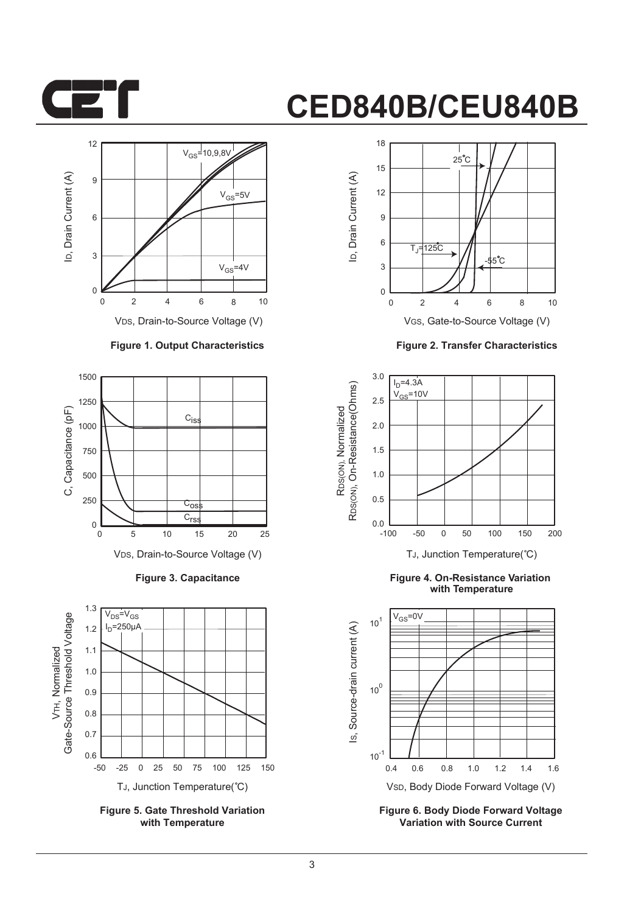# CED840B/CEU840B

Figure 1. Output Characteristics

Figure 2. Transfer Characteristics

Figure 3. Capacitance

Figure 4. On-Resistance Variation with Temperature

Figure 5. Gate Threshold Variation with Temperature

Figure 6. Body Diode Forward Voltage Variation with Source Current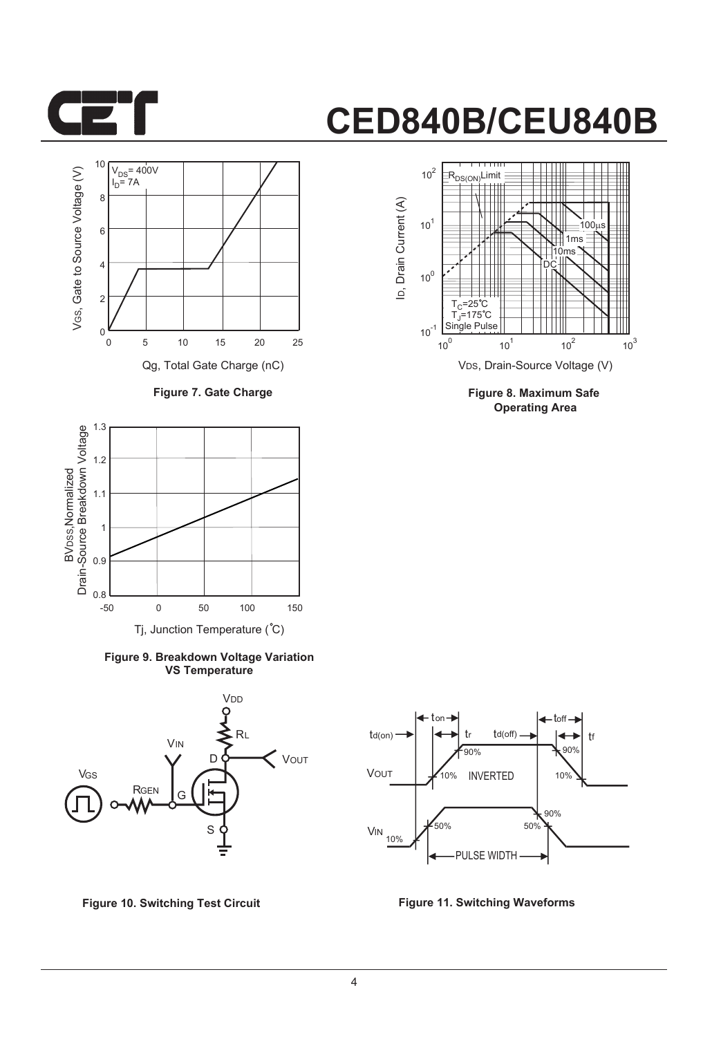Figure 7. Gate Charge

Figure 8. Maximum Safe Operating Area

Figure 9. Breakdown Voltage Variation VS Temperature

Figure 10. Switching Test Circuit

Figure 11. Switching Waveforms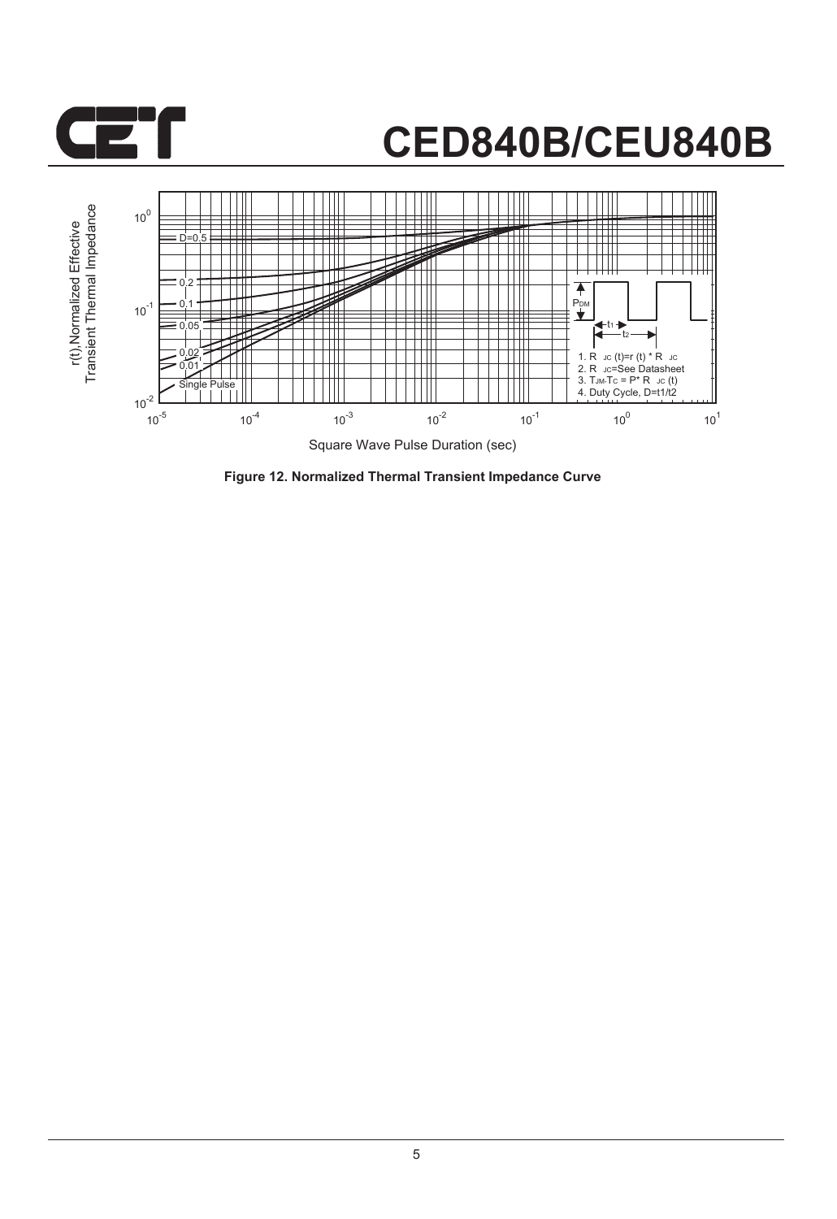# CED840B/CEU840B

r(t),Normalized Effective Transient Thermal Impedance

$10^0$

$10^{-1}$

$10^{-2}$

$10^{-5}$ $10^{-4}$ $10^{-3}$ $10^{-2}$ $10^{-1}$ $10^0$ $10^1$

D=0.5

0.2

0.1

0.05

0.02

0.01

Single Pulse

$P_{DM}$

$t_1$

$t_2$

1. $R_{\theta JC}(t)=r(t) * R_{\theta JC}$
2. $R_{\theta JC}$=See Datasheet
3. $T_{JM}-T_C = P^* R_{\theta JC}(t)$
4. Duty Cycle, D=t1/t2

Square Wave Pulse Duration (sec)

**Figure 12. Normalized Thermal Transient Impedance Curve**